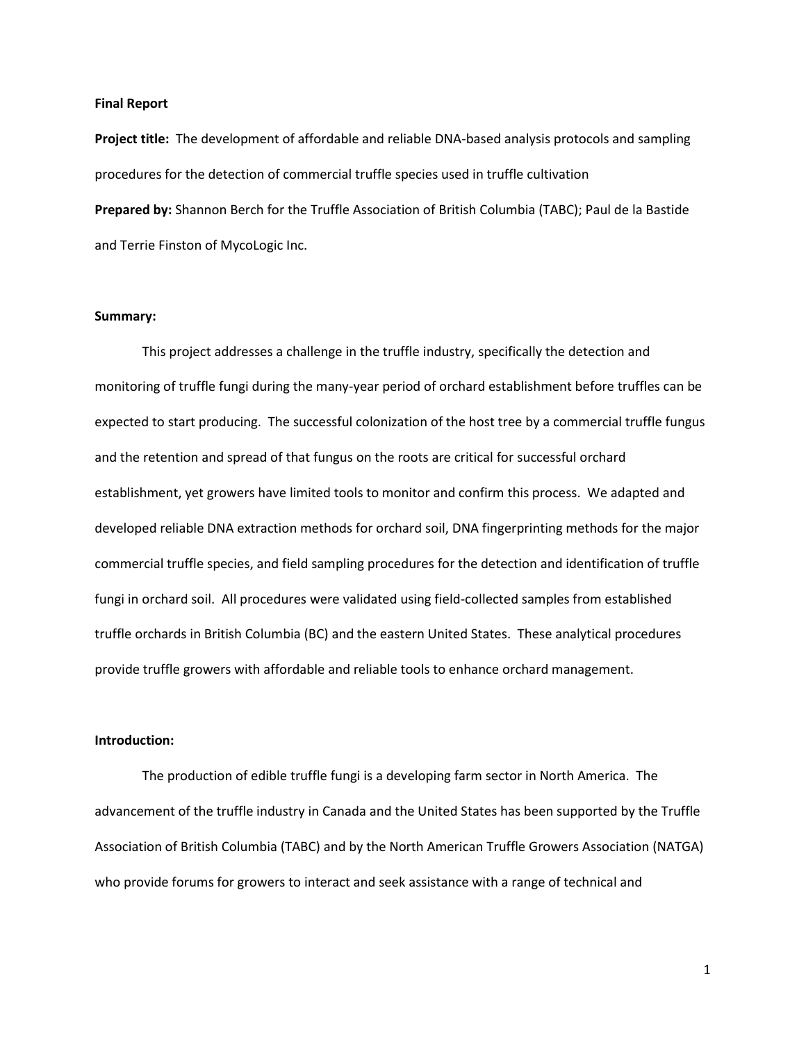**Final Report**

**Project title:** The development of affordable and reliable DNA-based analysis protocols and sampling procedures for the detection of commercial truffle species used in truffle cultivation

**Prepared by:** Shannon Berch for the Truffle Association of British Columbia (TABC); Paul de la Bastide and Terrie Finston of MycoLogic Inc.

**Summary:**

This project addresses a challenge in the truffle industry, specifically the detection and monitoring of truffle fungi during the many-year period of orchard establishment before truffles can be expected to start producing. The successful colonization of the host tree by a commercial truffle fungus and the retention and spread of that fungus on the roots are critical for successful orchard establishment, yet growers have limited tools to monitor and confirm this process. We adapted and developed reliable DNA extraction methods for orchard soil, DNA fingerprinting methods for the major commercial truffle species, and field sampling procedures for the detection and identification of truffle fungi in orchard soil. All procedures were validated using field-collected samples from established truffle orchards in British Columbia (BC) and the eastern United States. These analytical procedures provide truffle growers with affordable and reliable tools to enhance orchard management.

**Introduction:**

The production of edible truffle fungi is a developing farm sector in North America. The advancement of the truffle industry in Canada and the United States has been supported by the Truffle Association of British Columbia (TABC) and by the North American Truffle Growers Association (NATGA) who provide forums for growers to interact and seek assistance with a range of technical and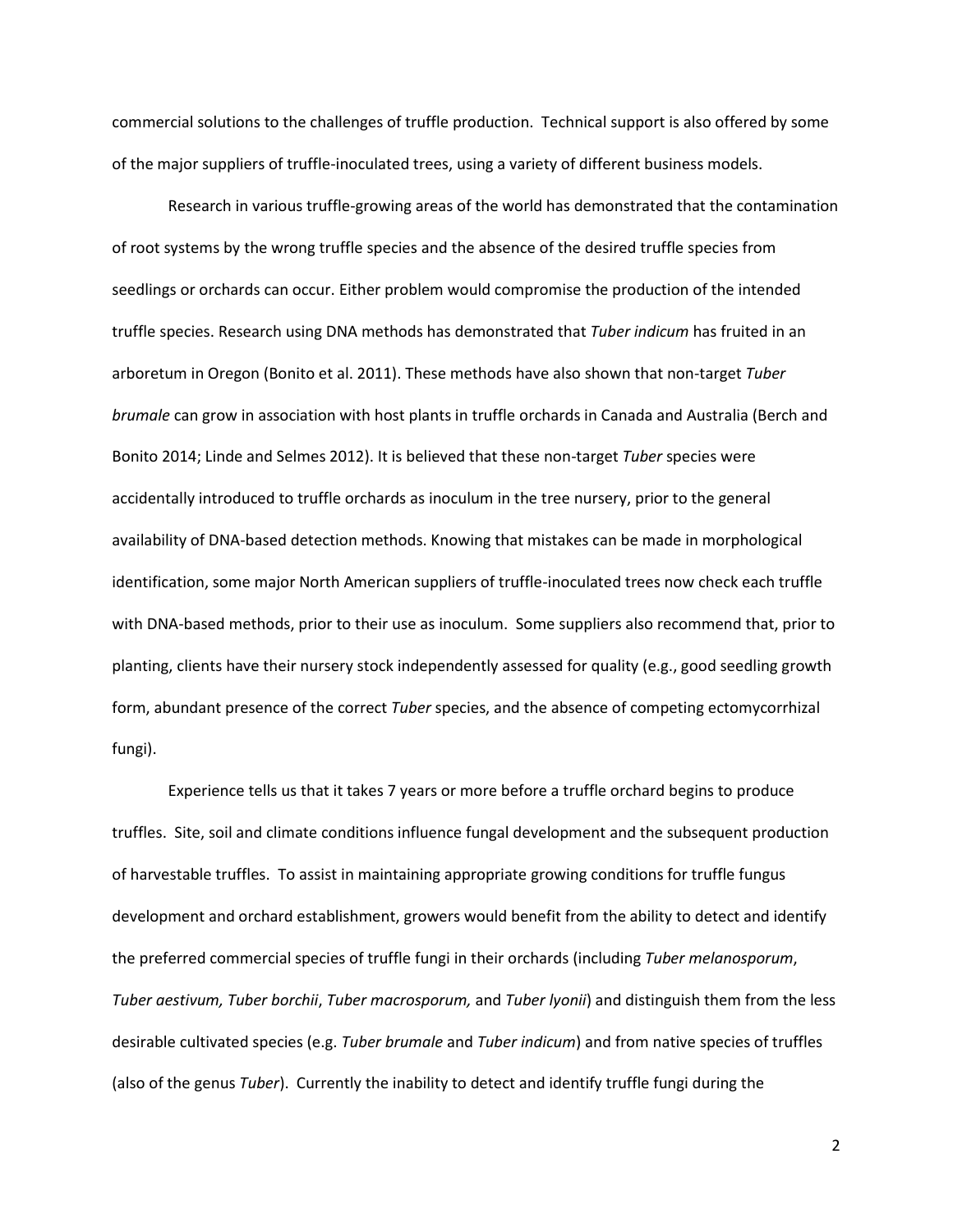commercial solutions to the challenges of truffle production. Technical support is also offered by some of the major suppliers of truffle-inoculated trees, using a variety of different business models.

Research in various truffle-growing areas of the world has demonstrated that the contamination of root systems by the wrong truffle species and the absence of the desired truffle species from seedlings or orchards can occur. Either problem would compromise the production of the intended truffle species. Research using DNA methods has demonstrated that *Tuber indicum* has fruited in an arboretum in Oregon (Bonito et al. 2011). These methods have also shown that non-target *Tuber brumale* can grow in association with host plants in truffle orchards in Canada and Australia (Berch and Bonito 2014; Linde and Selmes 2012). It is believed that these non-target *Tuber* species were accidentally introduced to truffle orchards as inoculum in the tree nursery, prior to the general availability of DNA-based detection methods. Knowing that mistakes can be made in morphological identification, some major North American suppliers of truffle-inoculated trees now check each truffle with DNA-based methods, prior to their use as inoculum. Some suppliers also recommend that, prior to planting, clients have their nursery stock independently assessed for quality (e.g., good seedling growth form, abundant presence of the correct *Tuber* species, and the absence of competing ectomycorrhizal fungi).

Experience tells us that it takes 7 years or more before a truffle orchard begins to produce truffles. Site, soil and climate conditions influence fungal development and the subsequent production of harvestable truffles. To assist in maintaining appropriate growing conditions for truffle fungus development and orchard establishment, growers would benefit from the ability to detect and identify the preferred commercial species of truffle fungi in their orchards (including *Tuber melanosporum*, *Tuber aestivum, Tuber borchii*, *Tuber macrosporum,* and *Tuber lyonii*) and distinguish them from the less desirable cultivated species (e.g. *Tuber brumale* and *Tuber indicum*) and from native species of truffles (also of the genus *Tuber*). Currently the inability to detect and identify truffle fungi during the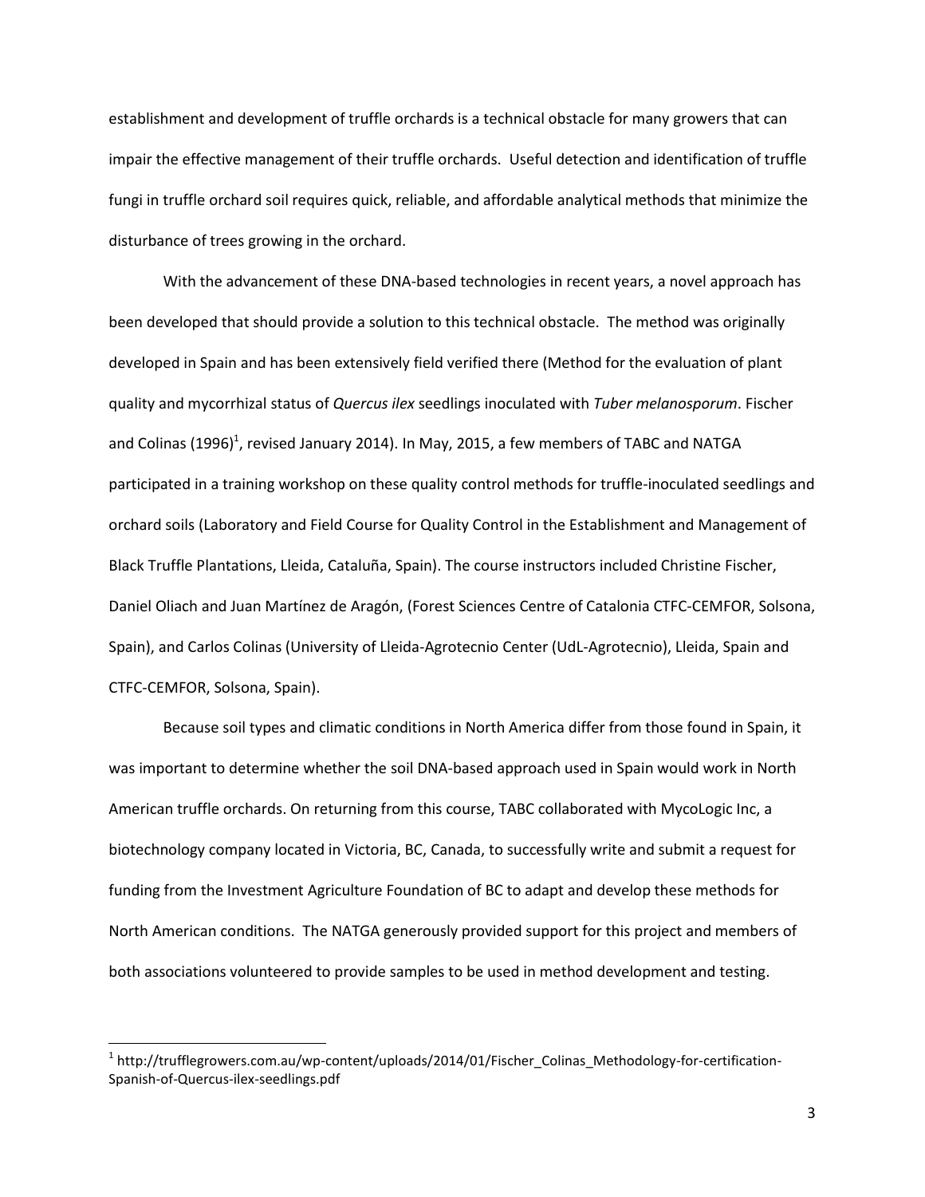establishment and development of truffle orchards is a technical obstacle for many growers that can impair the effective management of their truffle orchards. Useful detection and identification of truffle fungi in truffle orchard soil requires quick, reliable, and affordable analytical methods that minimize the disturbance of trees growing in the orchard.

With the advancement of these DNA-based technologies in recent years, a novel approach has been developed that should provide a solution to this technical obstacle. The method was originally developed in Spain and has been extensively field verified there (Method for the evaluation of plant quality and mycorrhizal status of *Quercus ilex* seedlings inoculated with *Tuber melanosporum*. Fischer and Colinas (1996)[1], revised January 2014). In May, 2015, a few members of TABC and NATGA participated in a training workshop on these quality control methods for truffle-inoculated seedlings and orchard soils (Laboratory and Field Course for Quality Control in the Establishment and Management of Black Truffle Plantations, Lleida, Cataluña, Spain). The course instructors included Christine Fischer, Daniel Oliach and Juan Martínez de Aragón, (Forest Sciences Centre of Catalonia CTFC-CEMFOR, Solsona, Spain), and Carlos Colinas (University of Lleida-Agrotecnio Center (UdL-Agrotecnio), Lleida, Spain and CTFC-CEMFOR, Solsona, Spain).

Because soil types and climatic conditions in North America differ from those found in Spain, it was important to determine whether the soil DNA-based approach used in Spain would work in North American truffle orchards. On returning from this course, TABC collaborated with MycoLogic Inc, a biotechnology company located in Victoria, BC, Canada, to successfully write and submit a request for funding from the Investment Agriculture Foundation of BC to adapt and develop these methods for North American conditions. The NATGA generously provided support for this project and members of both associations volunteered to provide samples to be used in method development and testing.

---

[1] http://trufflegrowers.com.au/wp-content/uploads/2014/01/Fischer_Colinas_Methodology-for-certification-Spanish-of-Quercus-ilex-seedlings.pdf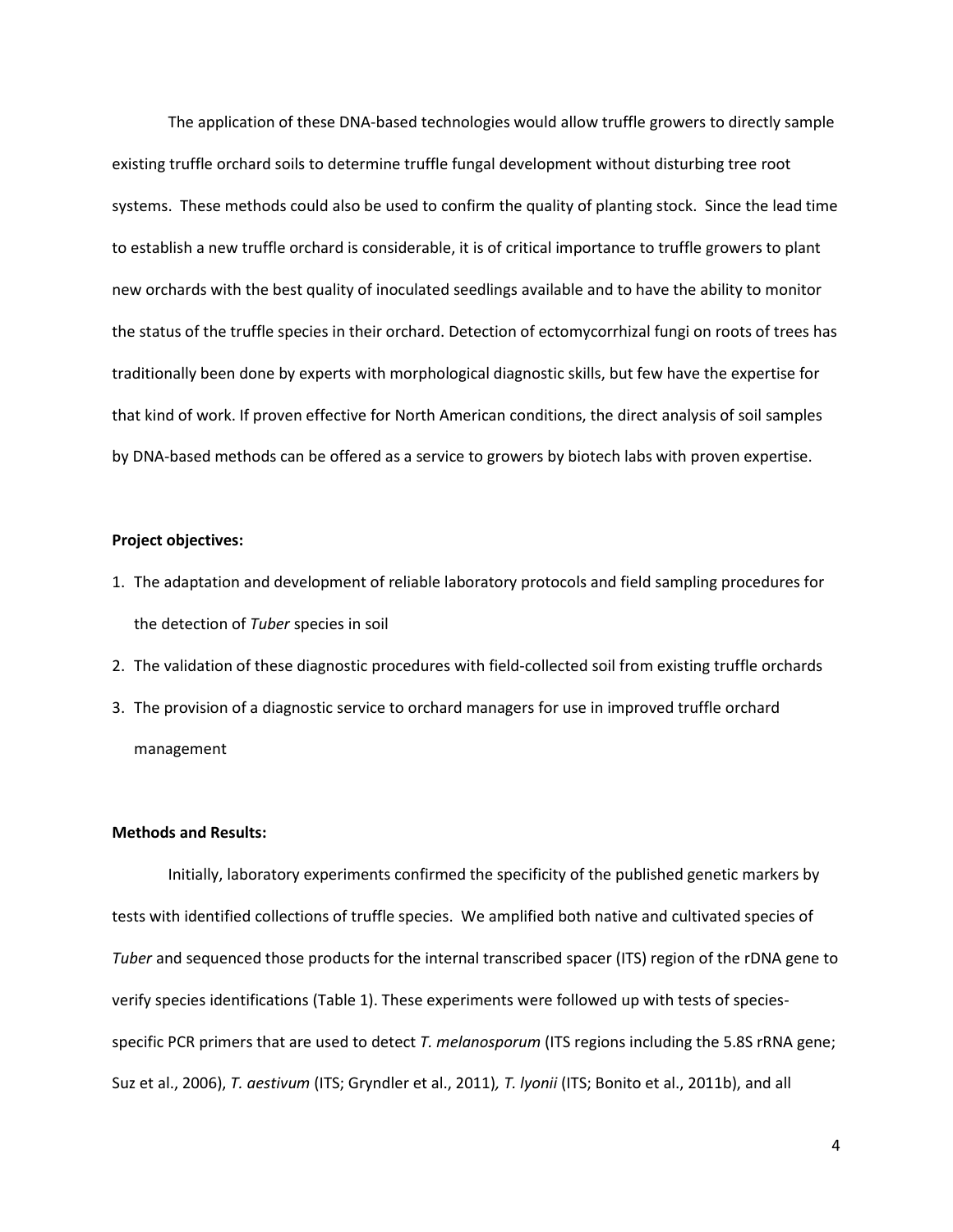The application of these DNA-based technologies would allow truffle growers to directly sample existing truffle orchard soils to determine truffle fungal development without disturbing tree root systems. These methods could also be used to confirm the quality of planting stock. Since the lead time to establish a new truffle orchard is considerable, it is of critical importance to truffle growers to plant new orchards with the best quality of inoculated seedlings available and to have the ability to monitor the status of the truffle species in their orchard. Detection of ectomycorrhizal fungi on roots of trees has traditionally been done by experts with morphological diagnostic skills, but few have the expertise for that kind of work. If proven effective for North American conditions, the direct analysis of soil samples by DNA-based methods can be offered as a service to growers by biotech labs with proven expertise.

**Project objectives:**

1. The adaptation and development of reliable laboratory protocols and field sampling procedures for the detection of *Tuber* species in soil
2. The validation of these diagnostic procedures with field-collected soil from existing truffle orchards
3. The provision of a diagnostic service to orchard managers for use in improved truffle orchard management

**Methods and Results:**

Initially, laboratory experiments confirmed the specificity of the published genetic markers by tests with identified collections of truffle species. We amplified both native and cultivated species of *Tuber* and sequenced those products for the internal transcribed spacer (ITS) region of the rDNA gene to verify species identifications (Table 1). These experiments were followed up with tests of species-specific PCR primers that are used to detect *T. melanosporum* (ITS regions including the 5.8S rRNA gene; Suz et al., 2006), *T. aestivum* (ITS; Gryndler et al., 2011), *T. lyonii* (ITS; Bonito et al., 2011b), and all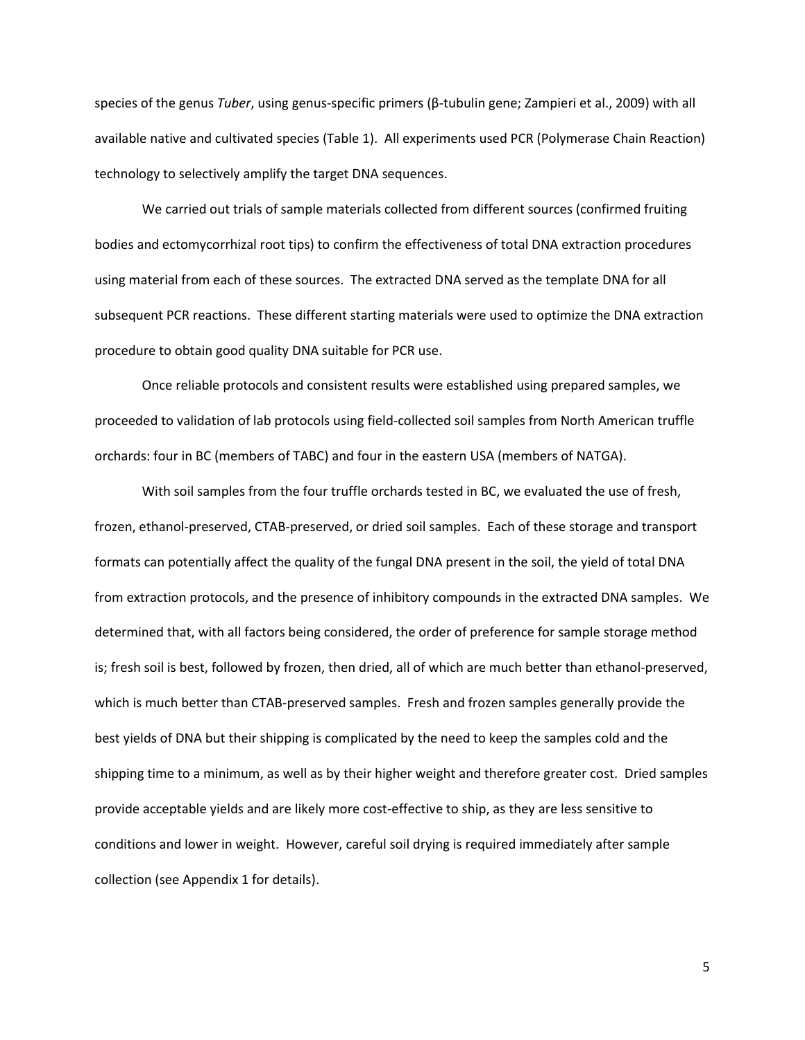species of the genus *Tuber*, using genus-specific primers (β-tubulin gene; Zampieri et al., 2009) with all available native and cultivated species (Table 1). All experiments used PCR (Polymerase Chain Reaction) technology to selectively amplify the target DNA sequences.

We carried out trials of sample materials collected from different sources (confirmed fruiting bodies and ectomycorrhizal root tips) to confirm the effectiveness of total DNA extraction procedures using material from each of these sources. The extracted DNA served as the template DNA for all subsequent PCR reactions. These different starting materials were used to optimize the DNA extraction procedure to obtain good quality DNA suitable for PCR use.

Once reliable protocols and consistent results were established using prepared samples, we proceeded to validation of lab protocols using field-collected soil samples from North American truffle orchards: four in BC (members of TABC) and four in the eastern USA (members of NATGA).

With soil samples from the four truffle orchards tested in BC, we evaluated the use of fresh, frozen, ethanol-preserved, CTAB-preserved, or dried soil samples. Each of these storage and transport formats can potentially affect the quality of the fungal DNA present in the soil, the yield of total DNA from extraction protocols, and the presence of inhibitory compounds in the extracted DNA samples. We determined that, with all factors being considered, the order of preference for sample storage method is; fresh soil is best, followed by frozen, then dried, all of which are much better than ethanol-preserved, which is much better than CTAB-preserved samples. Fresh and frozen samples generally provide the best yields of DNA but their shipping is complicated by the need to keep the samples cold and the shipping time to a minimum, as well as by their higher weight and therefore greater cost. Dried samples provide acceptable yields and are likely more cost-effective to ship, as they are less sensitive to conditions and lower in weight. However, careful soil drying is required immediately after sample collection (see Appendix 1 for details).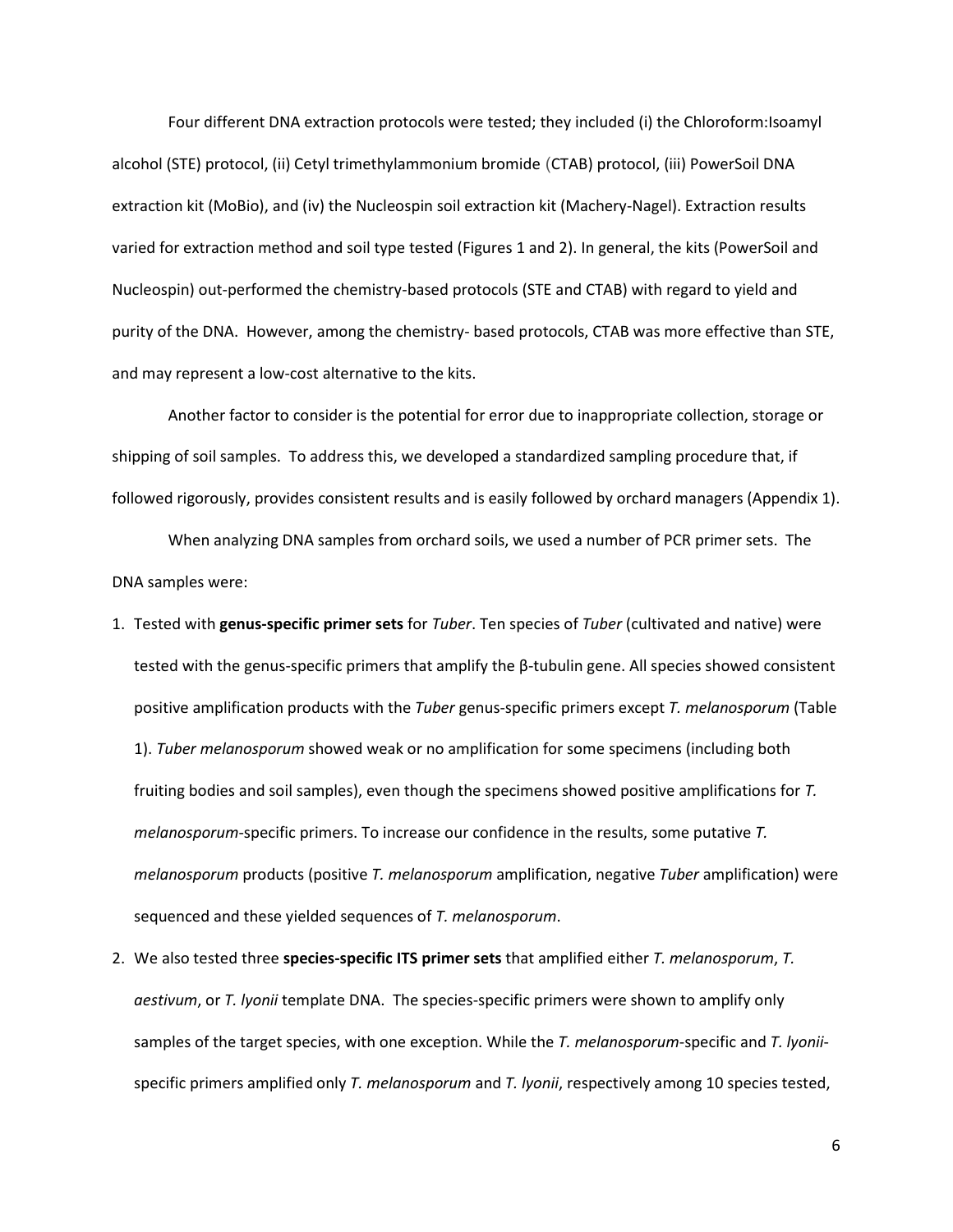Four different DNA extraction protocols were tested; they included (i) the Chloroform:Isoamyl alcohol (STE) protocol, (ii) Cetyl trimethylammonium bromide (CTAB) protocol, (iii) PowerSoil DNA extraction kit (MoBio), and (iv) the Nucleospin soil extraction kit (Machery-Nagel). Extraction results varied for extraction method and soil type tested (Figures 1 and 2). In general, the kits (PowerSoil and Nucleospin) out-performed the chemistry-based protocols (STE and CTAB) with regard to yield and purity of the DNA. However, among the chemistry- based protocols, CTAB was more effective than STE, and may represent a low-cost alternative to the kits.

Another factor to consider is the potential for error due to inappropriate collection, storage or shipping of soil samples. To address this, we developed a standardized sampling procedure that, if followed rigorously, provides consistent results and is easily followed by orchard managers (Appendix 1).

When analyzing DNA samples from orchard soils, we used a number of PCR primer sets. The DNA samples were:

1. Tested with **genus-specific primer sets** for *Tuber*. Ten species of *Tuber* (cultivated and native) were tested with the genus-specific primers that amplify the β-tubulin gene. All species showed consistent positive amplification products with the *Tuber* genus-specific primers except *T. melanosporum* (Table 1). *Tuber melanosporum* showed weak or no amplification for some specimens (including both fruiting bodies and soil samples), even though the specimens showed positive amplifications for *T. melanosporum*-specific primers. To increase our confidence in the results, some putative *T. melanosporum* products (positive *T. melanosporum* amplification, negative *Tuber* amplification) were sequenced and these yielded sequences of *T. melanosporum*.
2. We also tested three **species-specific ITS primer sets** that amplified either *T. melanosporum*, *T. aestivum*, or *T. lyonii* template DNA. The species-specific primers were shown to amplify only samples of the target species, with one exception. While the *T. melanosporum*-specific and *T. lyonii*-specific primers amplified only *T. melanosporum* and *T. lyonii*, respectively among 10 species tested,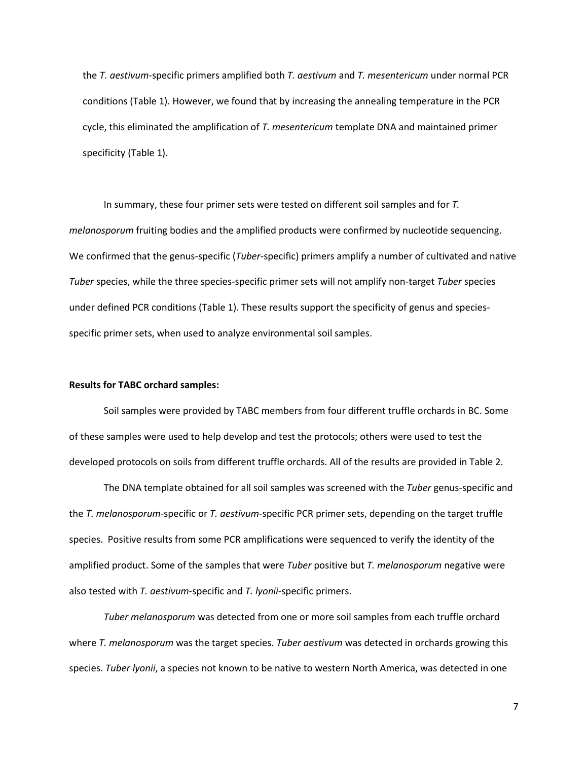the *T. aestivum*-specific primers amplified both *T. aestivum* and *T. mesentericum* under normal PCR conditions (Table 1). However, we found that by increasing the annealing temperature in the PCR cycle, this eliminated the amplification of *T. mesentericum* template DNA and maintained primer specificity (Table 1).

In summary, these four primer sets were tested on different soil samples and for *T. melanosporum* fruiting bodies and the amplified products were confirmed by nucleotide sequencing. We confirmed that the genus-specific (*Tuber*-specific) primers amplify a number of cultivated and native *Tuber* species, while the three species-specific primer sets will not amplify non-target *Tuber* species under defined PCR conditions (Table 1). These results support the specificity of genus and species-specific primer sets, when used to analyze environmental soil samples.

**Results for TABC orchard samples:**

Soil samples were provided by TABC members from four different truffle orchards in BC. Some of these samples were used to help develop and test the protocols; others were used to test the developed protocols on soils from different truffle orchards. All of the results are provided in Table 2.

The DNA template obtained for all soil samples was screened with the *Tuber* genus-specific and the *T. melanosporum*-specific or *T. aestivum*-specific PCR primer sets, depending on the target truffle species. Positive results from some PCR amplifications were sequenced to verify the identity of the amplified product. Some of the samples that were *Tuber* positive but *T. melanosporum* negative were also tested with *T. aestivum*-specific and *T. lyonii*-specific primers.

*Tuber melanosporum* was detected from one or more soil samples from each truffle orchard where *T. melanosporum* was the target species. *Tuber aestivum* was detected in orchards growing this species. *Tuber lyonii*, a species not known to be native to western North America, was detected in one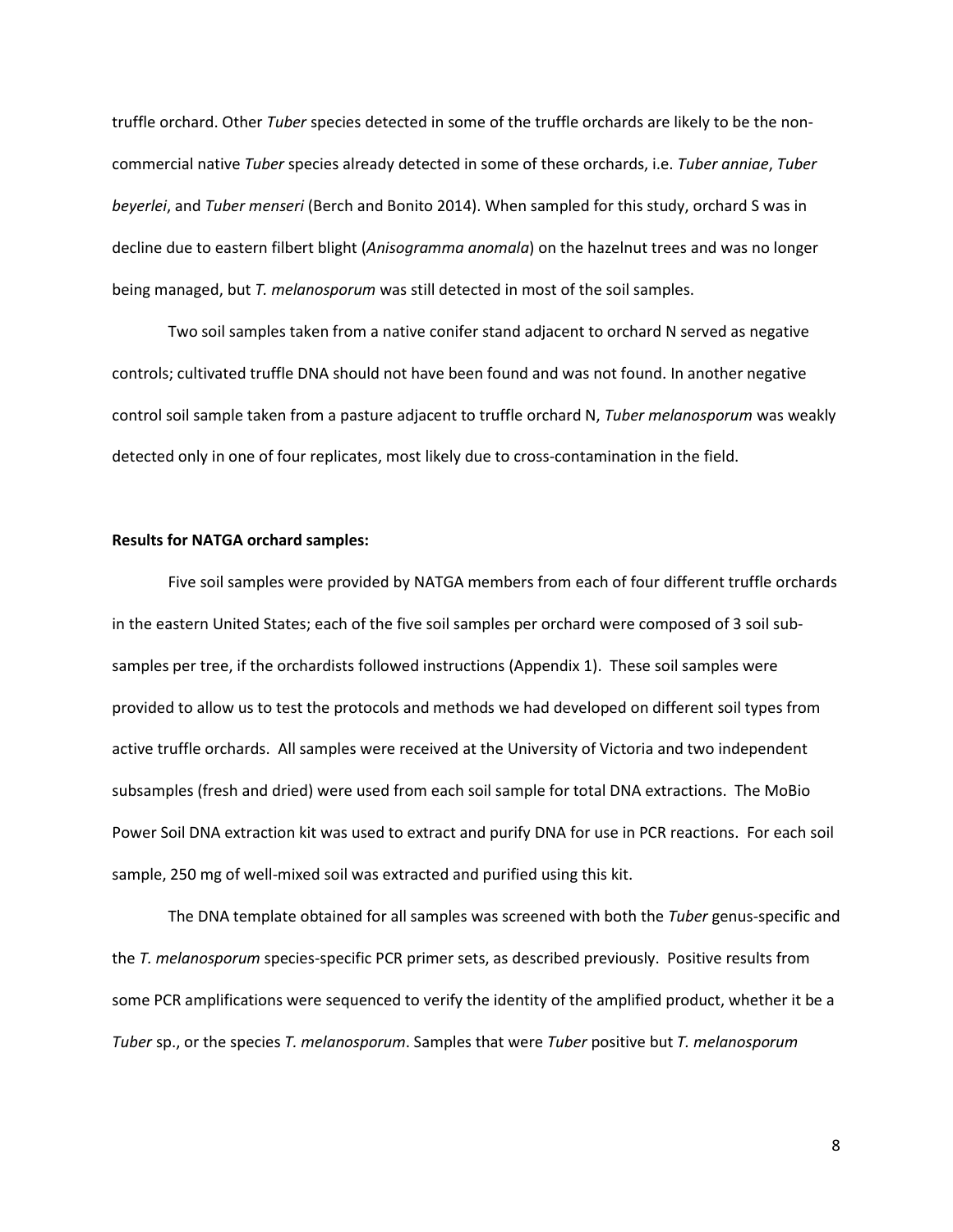truffle orchard. Other *Tuber* species detected in some of the truffle orchards are likely to be the non-commercial native *Tuber* species already detected in some of these orchards, i.e. *Tuber anniae*, *Tuber beyerlei*, and *Tuber menseri* (Berch and Bonito 2014). When sampled for this study, orchard S was in decline due to eastern filbert blight (*Anisogramma anomala*) on the hazelnut trees and was no longer being managed, but *T. melanosporum* was still detected in most of the soil samples.

Two soil samples taken from a native conifer stand adjacent to orchard N served as negative controls; cultivated truffle DNA should not have been found and was not found. In another negative control soil sample taken from a pasture adjacent to truffle orchard N, *Tuber melanosporum* was weakly detected only in one of four replicates, most likely due to cross-contamination in the field.

**Results for NATGA orchard samples:**

Five soil samples were provided by NATGA members from each of four different truffle orchards in the eastern United States; each of the five soil samples per orchard were composed of 3 soil sub-samples per tree, if the orchardists followed instructions (Appendix 1). These soil samples were provided to allow us to test the protocols and methods we had developed on different soil types from active truffle orchards. All samples were received at the University of Victoria and two independent subsamples (fresh and dried) were used from each soil sample for total DNA extractions. The MoBio Power Soil DNA extraction kit was used to extract and purify DNA for use in PCR reactions. For each soil sample, 250 mg of well-mixed soil was extracted and purified using this kit.

The DNA template obtained for all samples was screened with both the *Tuber* genus-specific and the *T. melanosporum* species-specific PCR primer sets, as described previously. Positive results from some PCR amplifications were sequenced to verify the identity of the amplified product, whether it be a *Tuber* sp., or the species *T. melanosporum*. Samples that were *Tuber* positive but *T. melanosporum*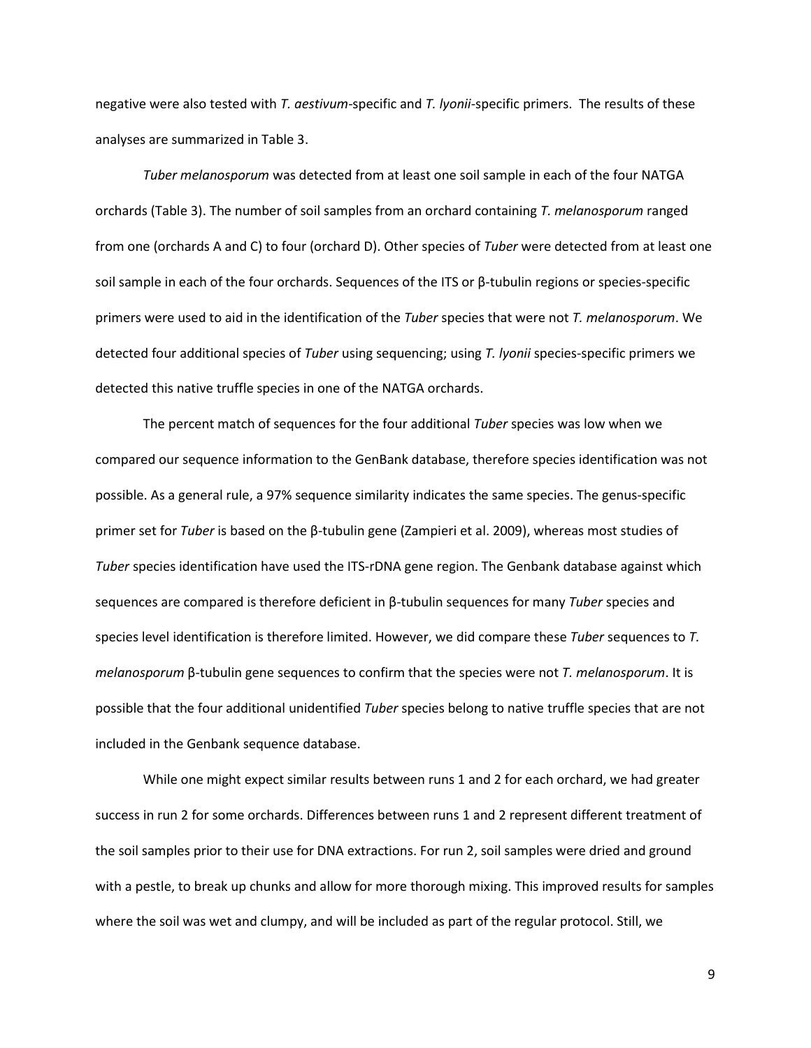negative were also tested with *T. aestivum*-specific and *T. lyonii*-specific primers. The results of these analyses are summarized in Table 3.

*Tuber melanosporum* was detected from at least one soil sample in each of the four NATGA orchards (Table 3). The number of soil samples from an orchard containing *T. melanosporum* ranged from one (orchards A and C) to four (orchard D). Other species of *Tuber* were detected from at least one soil sample in each of the four orchards. Sequences of the ITS or β-tubulin regions or species-specific primers were used to aid in the identification of the *Tuber* species that were not *T. melanosporum*. We detected four additional species of *Tuber* using sequencing; using *T. lyonii* species-specific primers we detected this native truffle species in one of the NATGA orchards.

The percent match of sequences for the four additional *Tuber* species was low when we compared our sequence information to the GenBank database, therefore species identification was not possible. As a general rule, a 97% sequence similarity indicates the same species. The genus-specific primer set for *Tuber* is based on the β-tubulin gene (Zampieri et al. 2009), whereas most studies of *Tuber* species identification have used the ITS-rDNA gene region. The Genbank database against which sequences are compared is therefore deficient in β-tubulin sequences for many *Tuber* species and species level identification is therefore limited. However, we did compare these *Tuber* sequences to *T. melanosporum* β-tubulin gene sequences to confirm that the species were not *T. melanosporum*. It is possible that the four additional unidentified *Tuber* species belong to native truffle species that are not included in the Genbank sequence database.

While one might expect similar results between runs 1 and 2 for each orchard, we had greater success in run 2 for some orchards. Differences between runs 1 and 2 represent different treatment of the soil samples prior to their use for DNA extractions. For run 2, soil samples were dried and ground with a pestle, to break up chunks and allow for more thorough mixing. This improved results for samples where the soil was wet and clumpy, and will be included as part of the regular protocol. Still, we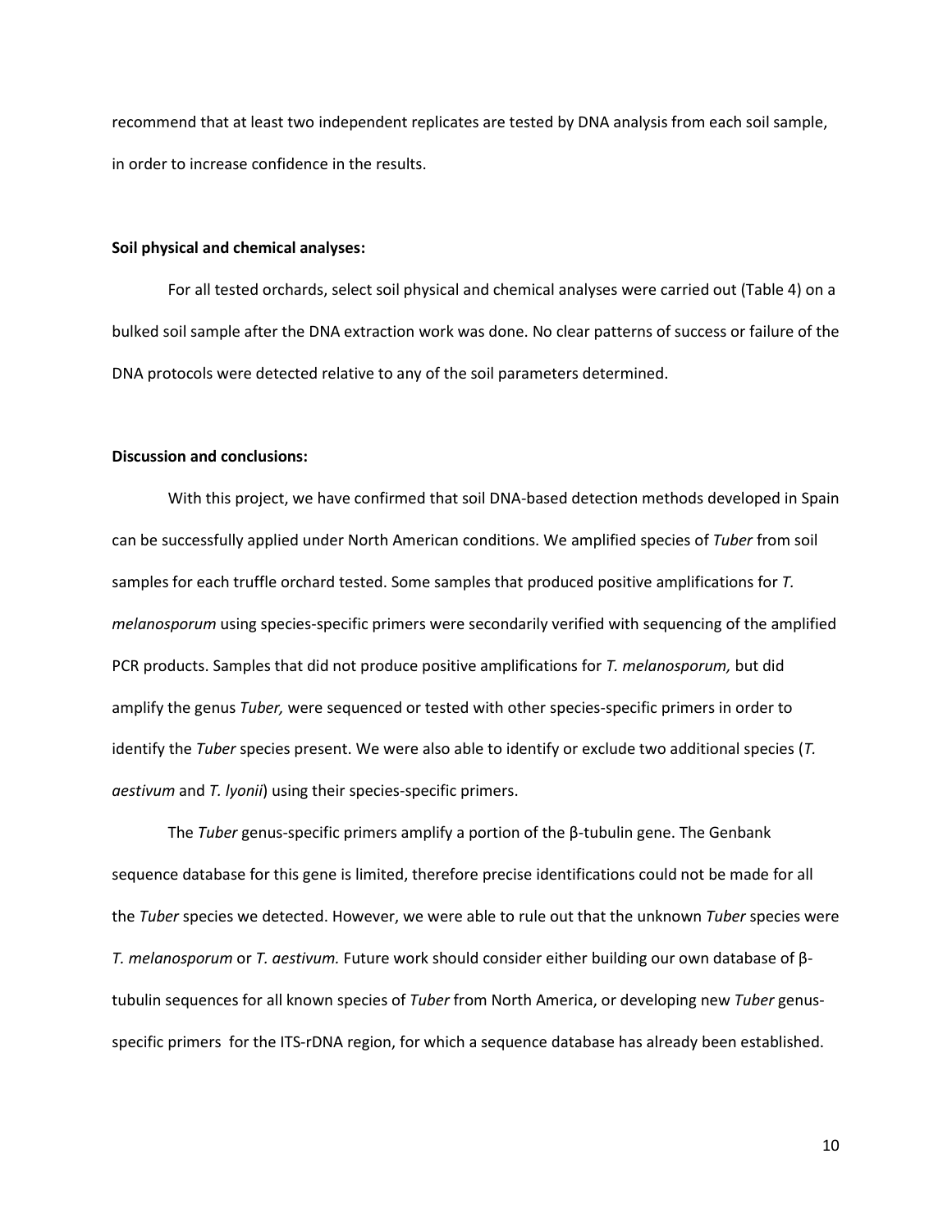recommend that at least two independent replicates are tested by DNA analysis from each soil sample, in order to increase confidence in the results.

**Soil physical and chemical analyses:**

For all tested orchards, select soil physical and chemical analyses were carried out (Table 4) on a bulked soil sample after the DNA extraction work was done. No clear patterns of success or failure of the DNA protocols were detected relative to any of the soil parameters determined.

**Discussion and conclusions:**

With this project, we have confirmed that soil DNA-based detection methods developed in Spain can be successfully applied under North American conditions. We amplified species of *Tuber* from soil samples for each truffle orchard tested. Some samples that produced positive amplifications for *T. melanosporum* using species-specific primers were secondarily verified with sequencing of the amplified PCR products. Samples that did not produce positive amplifications for *T. melanosporum,* but did amplify the genus *Tuber,* were sequenced or tested with other species-specific primers in order to identify the *Tuber* species present. We were also able to identify or exclude two additional species (*T. aestivum* and *T. lyonii*) using their species-specific primers.

The *Tuber* genus-specific primers amplify a portion of the β-tubulin gene. The Genbank sequence database for this gene is limited, therefore precise identifications could not be made for all the *Tuber* species we detected. However, we were able to rule out that the unknown *Tuber* species were *T. melanosporum* or *T. aestivum.* Future work should consider either building our own database of β-tubulin sequences for all known species of *Tuber* from North America, or developing new *Tuber* genus-specific primers for the ITS-rDNA region, for which a sequence database has already been established.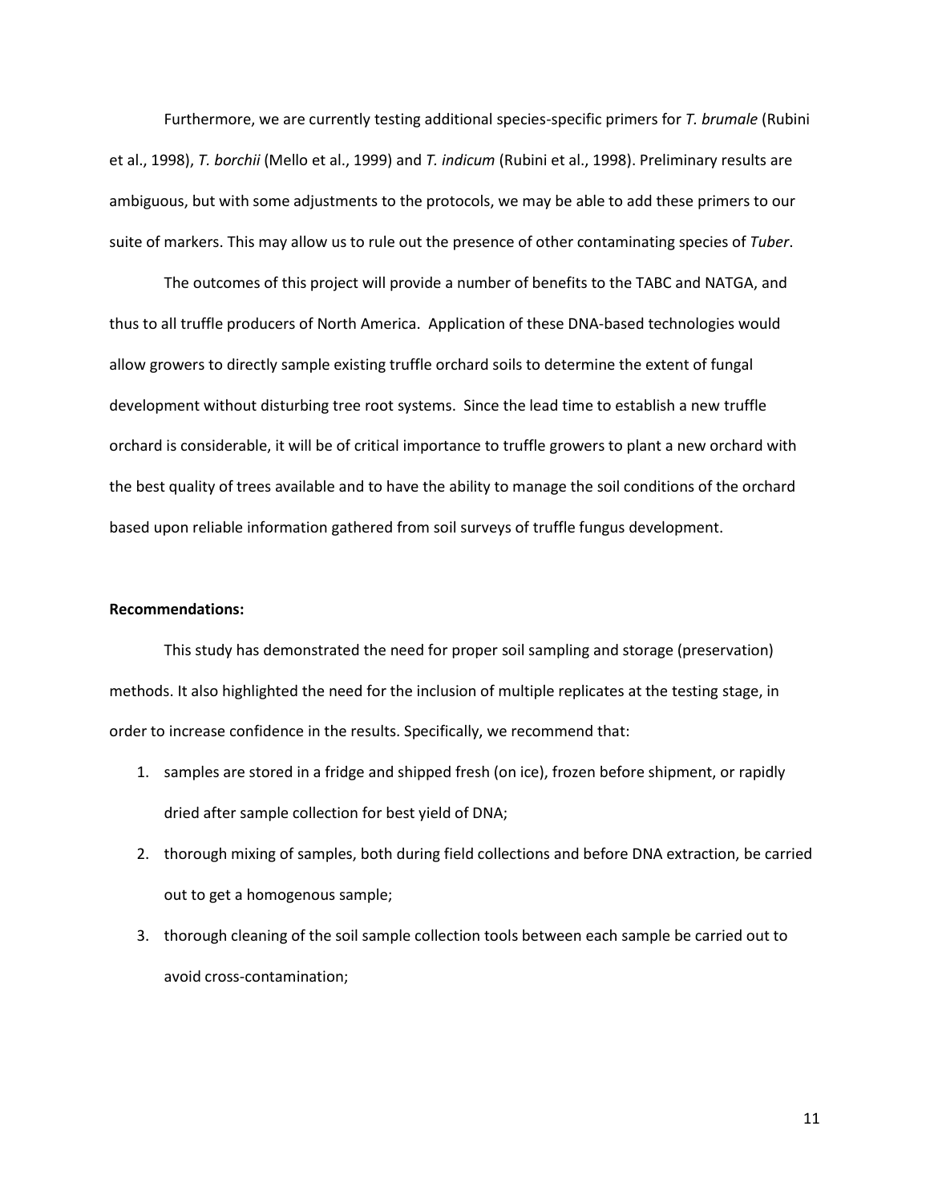Furthermore, we are currently testing additional species-specific primers for *T. brumale* (Rubini et al., 1998), *T. borchii* (Mello et al., 1999) and *T. indicum* (Rubini et al., 1998). Preliminary results are ambiguous, but with some adjustments to the protocols, we may be able to add these primers to our suite of markers. This may allow us to rule out the presence of other contaminating species of *Tuber*.

The outcomes of this project will provide a number of benefits to the TABC and NATGA, and thus to all truffle producers of North America. Application of these DNA-based technologies would allow growers to directly sample existing truffle orchard soils to determine the extent of fungal development without disturbing tree root systems. Since the lead time to establish a new truffle orchard is considerable, it will be of critical importance to truffle growers to plant a new orchard with the best quality of trees available and to have the ability to manage the soil conditions of the orchard based upon reliable information gathered from soil surveys of truffle fungus development.

**Recommendations:**

This study has demonstrated the need for proper soil sampling and storage (preservation) methods. It also highlighted the need for the inclusion of multiple replicates at the testing stage, in order to increase confidence in the results. Specifically, we recommend that:

1. samples are stored in a fridge and shipped fresh (on ice), frozen before shipment, or rapidly dried after sample collection for best yield of DNA;
2. thorough mixing of samples, both during field collections and before DNA extraction, be carried out to get a homogenous sample;
3. thorough cleaning of the soil sample collection tools between each sample be carried out to avoid cross-contamination;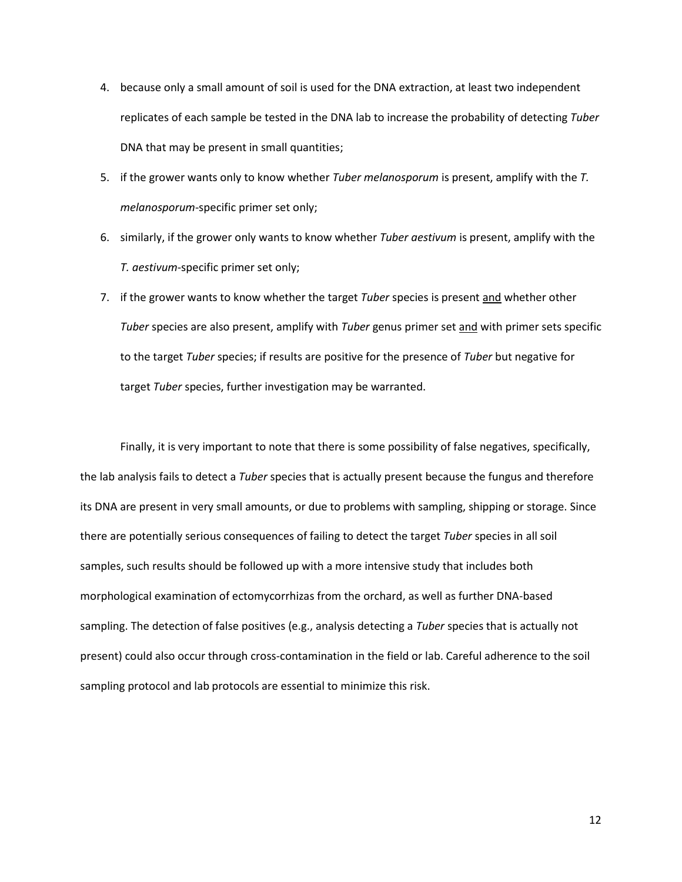4. because only a small amount of soil is used for the DNA extraction, at least two independent replicates of each sample be tested in the DNA lab to increase the probability of detecting *Tuber* DNA that may be present in small quantities;
5. if the grower wants only to know whether *Tuber melanosporum* is present, amplify with the *T. melanosporum*-specific primer set only;
6. similarly, if the grower only wants to know whether *Tuber aestivum* is present, amplify with the *T. aestivum*-specific primer set only;
7. if the grower wants to know whether the target *Tuber* species is present <u>and</u> whether other *Tuber* species are also present, amplify with *Tuber* genus primer set <u>and</u> with primer sets specific to the target *Tuber* species; if results are positive for the presence of *Tuber* but negative for target *Tuber* species, further investigation may be warranted.

Finally, it is very important to note that there is some possibility of false negatives, specifically, the lab analysis fails to detect a *Tuber* species that is actually present because the fungus and therefore its DNA are present in very small amounts, or due to problems with sampling, shipping or storage. Since there are potentially serious consequences of failing to detect the target *Tuber* species in all soil samples, such results should be followed up with a more intensive study that includes both morphological examination of ectomycorrhizas from the orchard, as well as further DNA-based sampling. The detection of false positives (e.g., analysis detecting a *Tuber* species that is actually not present) could also occur through cross-contamination in the field or lab. Careful adherence to the soil sampling protocol and lab protocols are essential to minimize this risk.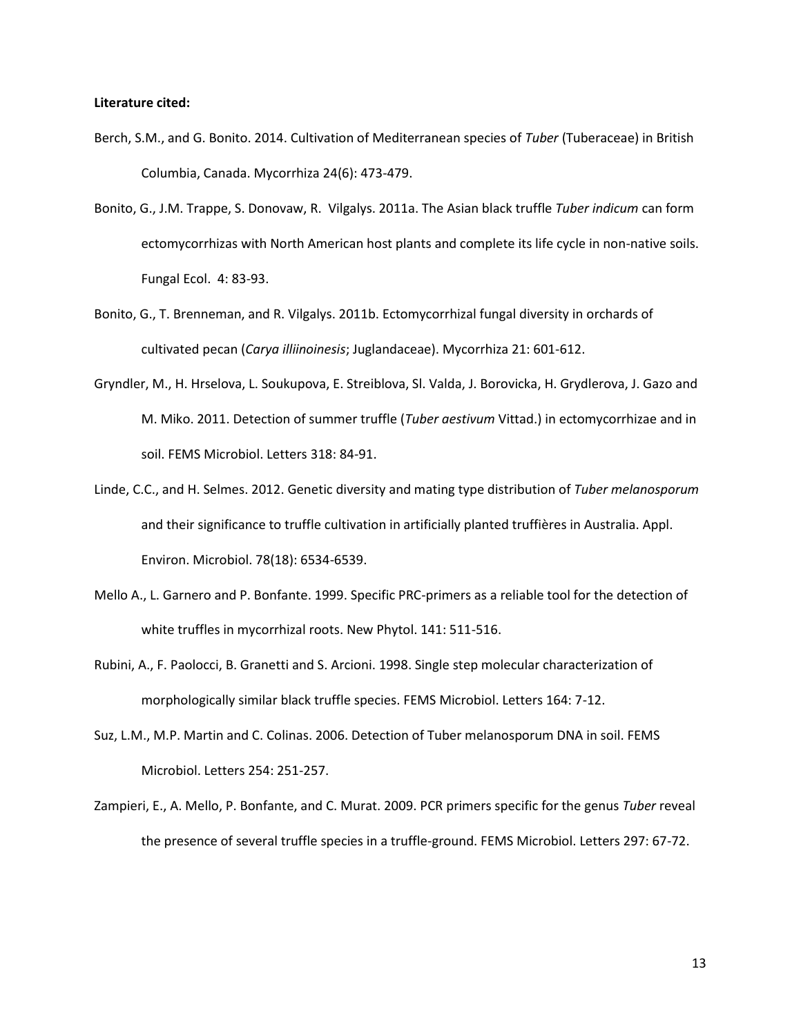**Literature cited:**

Berch, S.M., and G. Bonito. 2014. Cultivation of Mediterranean species of *Tuber* (Tuberaceae) in British Columbia, Canada. Mycorrhiza 24(6): 473-479.

Bonito, G., J.M. Trappe, S. Donovaw, R. Vilgalys. 2011a. The Asian black truffle *Tuber indicum* can form ectomycorrhizas with North American host plants and complete its life cycle in non-native soils. Fungal Ecol. 4: 83-93.

Bonito, G., T. Brenneman, and R. Vilgalys. 2011b. Ectomycorrhizal fungal diversity in orchards of cultivated pecan (*Carya illiinoinesis*; Juglandaceae). Mycorrhiza 21: 601-612.

Gryndler, M., H. Hrselova, L. Soukupova, E. Streiblova, Sl. Valda, J. Borovicka, H. Grydlerova, J. Gazo and M. Miko. 2011. Detection of summer truffle (*Tuber aestivum* Vittad.) in ectomycorrhizae and in soil. FEMS Microbiol. Letters 318: 84-91.

Linde, C.C., and H. Selmes. 2012. Genetic diversity and mating type distribution of *Tuber melanosporum* and their significance to truffle cultivation in artificially planted truffières in Australia. Appl. Environ. Microbiol. 78(18): 6534-6539.

Mello A., L. Garnero and P. Bonfante. 1999. Specific PRC-primers as a reliable tool for the detection of white truffles in mycorrhizal roots. New Phytol. 141: 511-516.

Rubini, A., F. Paolocci, B. Granetti and S. Arcioni. 1998. Single step molecular characterization of morphologically similar black truffle species. FEMS Microbiol. Letters 164: 7-12.

Suz, L.M., M.P. Martin and C. Colinas. 2006. Detection of Tuber melanosporum DNA in soil. FEMS Microbiol. Letters 254: 251-257.

Zampieri, E., A. Mello, P. Bonfante, and C. Murat. 2009. PCR primers specific for the genus *Tuber* reveal the presence of several truffle species in a truffle-ground. FEMS Microbiol. Letters 297: 67-72.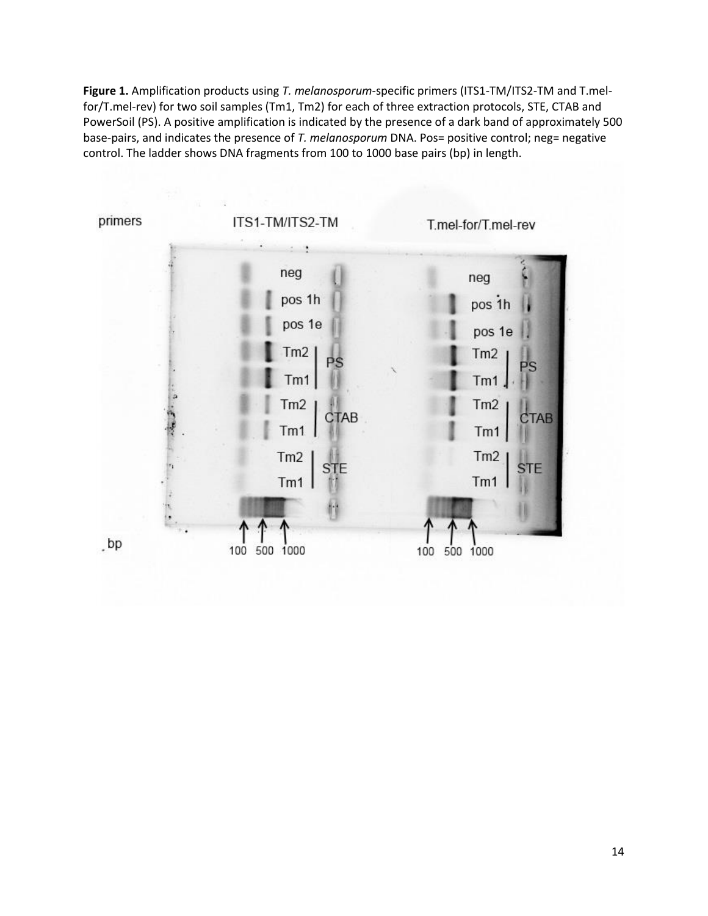**Figure 1.** Amplification products using *T. melanosporum*-specific primers (ITS1-TM/ITS2-TM and T.mel-for/T.mel-rev) for two soil samples (Tm1, Tm2) for each of three extraction protocols, STE, CTAB and PowerSoil (PS). A positive amplification is indicated by the presence of a dark band of approximately 500 base-pairs, and indicates the presence of *T. melanosporum* DNA. Pos= positive control; neg= negative control. The ladder shows DNA fragments from 100 to 1000 base pairs (bp) in length.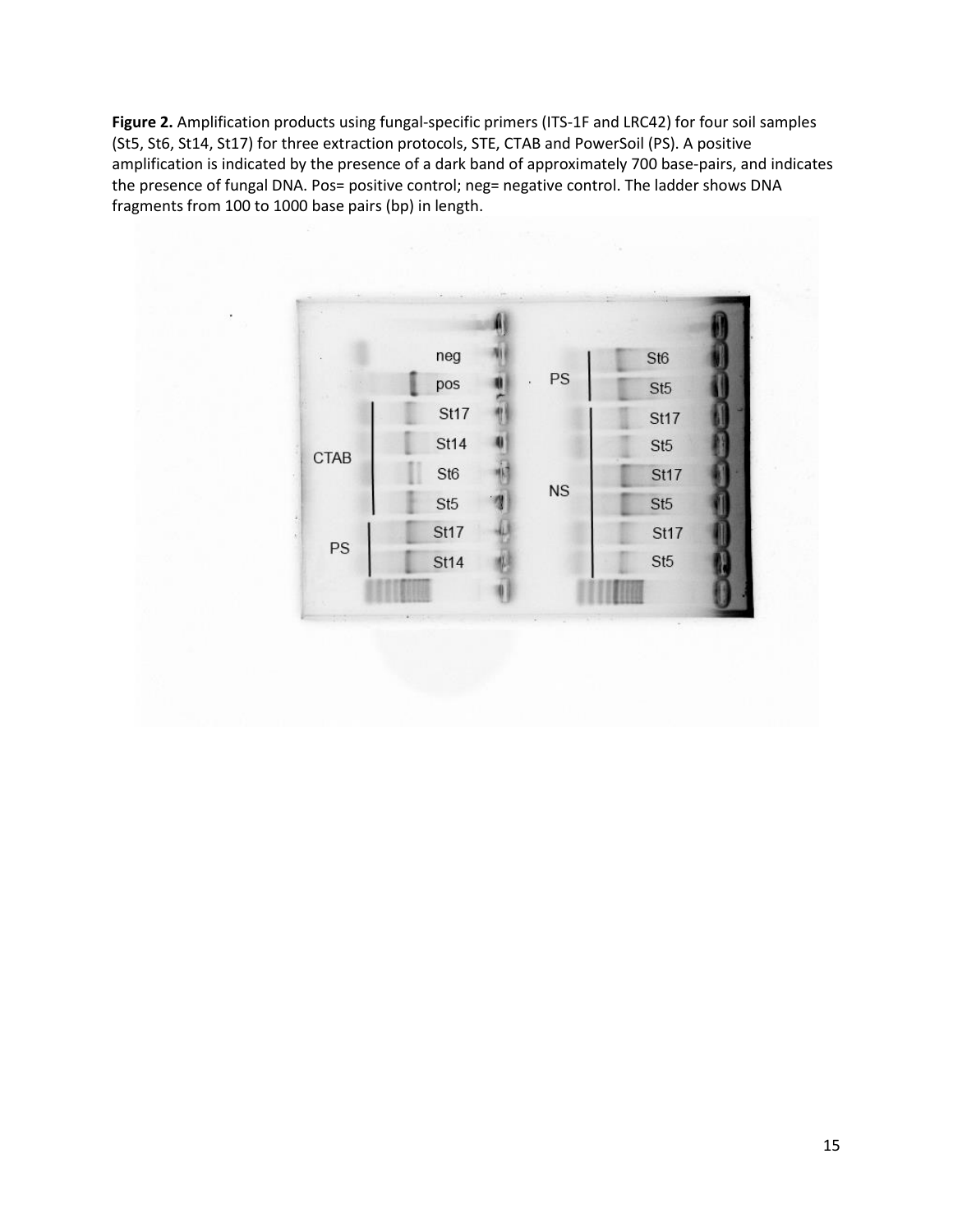**Figure 2.** Amplification products using fungal-specific primers (ITS-1F and LRC42) for four soil samples (St5, St6, St14, St17) for three extraction protocols, STE, CTAB and PowerSoil (PS). A positive amplification is indicated by the presence of a dark band of approximately 700 base-pairs, and indicates the presence of fungal DNA. Pos= positive control; neg= negative control. The ladder shows DNA fragments from 100 to 1000 base pairs (bp) in length.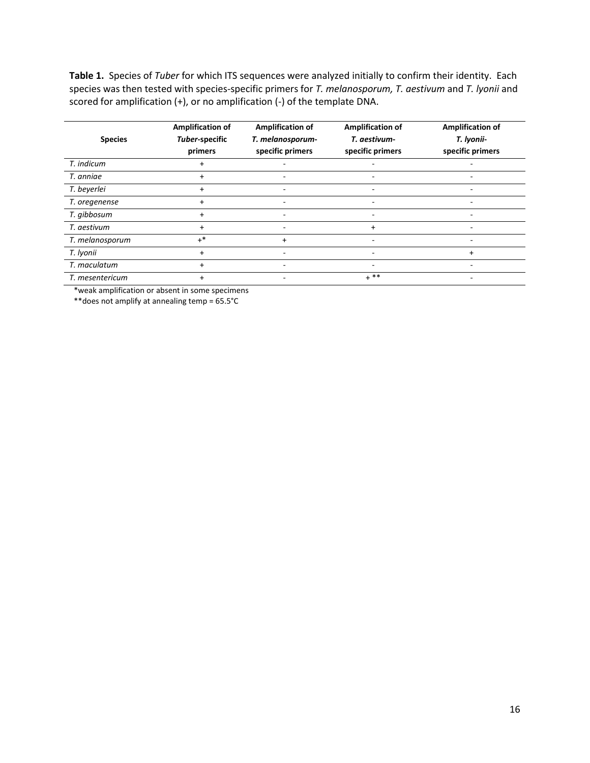**Table 1.** Species of *Tuber* for which ITS sequences were analyzed initially to confirm their identity. Each species was then tested with species-specific primers for *T. melanosporum, T. aestivum* and *T. lyonii* and scored for amplification (+), or no amplification (-) of the template DNA.

| Species | Amplification of *Tuber*-specific primers | Amplification of *T. melanosporum*-specific primers | Amplification of *T. aestivum*-specific primers | Amplification of *T. lyonii*-specific primers |
|---|---|---|---|---|
| *T. indicum* | + | - | - | - |
| *T. anniae* | + | - | - | - |
| *T. beyerlei* | + | - | - | - |
| *T. oregenense* | + | - | - | - |
| *T. gibbosum* | + | - | - | - |
| *T. aestivum* | + | - | + | - |
| *T. melanosporum* | +* | + | - | - |
| *T. lyonii* | + | - | - | + |
| *T. maculatum* | + | - | - | - |
| *T. mesentericum* | + | - | + ** | - |

*weak amplification or absent in some specimens

**does not amplify at annealing temp = 65.5°C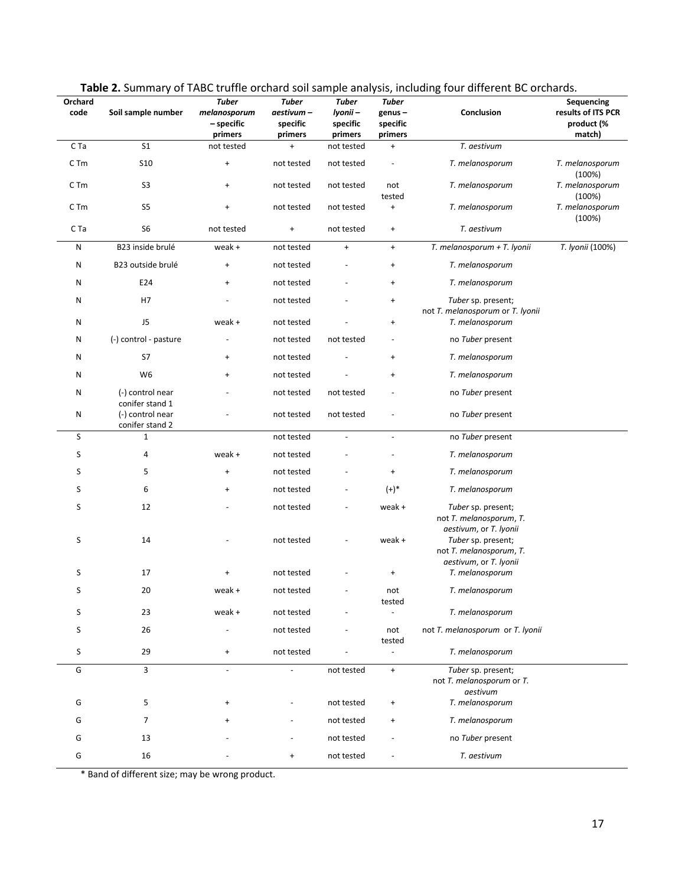**Table 2.** Summary of TABC truffle orchard soil sample analysis, including four different BC orchards.

| Orchard code | Soil sample number | *Tuber melanosporum* – specific primers | *Tuber aestivum* – specific primers | *Tuber lyonii* – specific primers | *Tuber* genus – specific primers | Conclusion | Sequencing results of ITS PCR product (% match) |
|---|---|---|---|---|---|---|---|
| C Ta | S1 | not tested | + | not tested | + | *T. aestivum* | |
| C Tm | S10 | + | not tested | not tested | - | *T. melanosporum* | *T. melanosporum* (100%) |
| C Tm | S3 | + | not tested | not tested | not tested | *T. melanosporum* | *T. melanosporum* (100%) |
| C Tm | S5 | + | not tested | not tested | + | *T. melanosporum* | *T. melanosporum* (100%) |
| C Ta | S6 | not tested | + | not tested | + | *T. aestivum* | |
| N | B23 inside brulé | weak + | not tested | + | + | *T. melanosporum + T. lyonii* | *T. lyonii* (100%) |
| N | B23 outside brulé | + | not tested | - | + | *T. melanosporum* | |
| N | E24 | + | not tested | - | + | *T. melanosporum* | |
| N | H7 | - | not tested | - | + | *Tuber* sp. present; not *T. melanosporum* or *T. lyonii* | |
| N | J5 | weak + | not tested | - | + | *T. melanosporum* | |
| N | (-) control - pasture | - | not tested | not tested | - | no *Tuber* present | |
| N | S7 | + | not tested | - | + | *T. melanosporum* | |
| N | W6 | + | not tested | - | + | *T. melanosporum* | |
| N | (-) control near conifer stand 1 | - | not tested | not tested | - | no *Tuber* present | |
| N | (-) control near conifer stand 2 | - | not tested | not tested | - | no *Tuber* present | |
| S | 1 | | not tested | - | - | no *Tuber* present | |
| S | 4 | weak + | not tested | - | - | *T. melanosporum* | |
| S | 5 | + | not tested | - | + | *T. melanosporum* | |
| S | 6 | + | not tested | - | (+)* | *T. melanosporum* | |
| S | 12 | - | not tested | - | weak + | *Tuber* sp. present; not *T. melanosporum*, *T. aestivum*, or *T. lyonii* | |
| S | 14 | - | not tested | - | weak + | *Tuber* sp. present; not *T. melanosporum*, *T. aestivum*, or *T. lyonii* | |
| S | 17 | + | not tested | - | + | *T. melanosporum* | |
| S | 20 | weak + | not tested | - | not tested | *T. melanosporum* | |
| S | 23 | weak + | not tested | - | - | *T. melanosporum* | |
| S | 26 | - | not tested | - | not tested | not *T. melanosporum* or *T. lyonii* | |
| S | 29 | + | not tested | - | - | *T. melanosporum* | |
| G | 3 | - | - | not tested | + | *Tuber* sp. present; not *T. melanosporum* or *T. aestivum* | |
| G | 5 | + | - | not tested | + | *T. melanosporum* | |
| G | 7 | + | - | not tested | + | *T. melanosporum* | |
| G | 13 | - | - | not tested | - | no *Tuber* present | |
| G | 16 | - | + | not tested | - | *T. aestivum* | |

\* Band of different size; may be wrong product.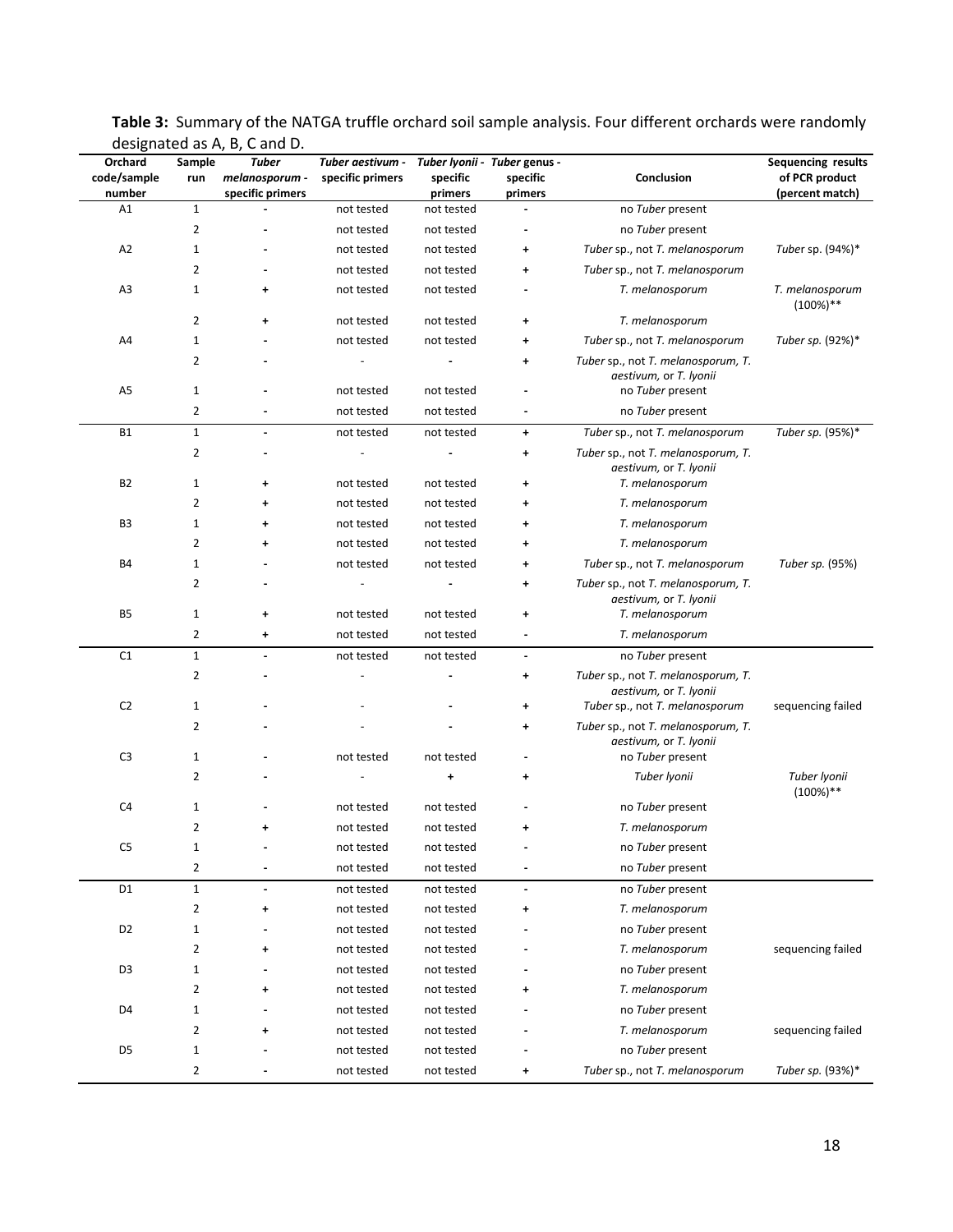**Table 3:** Summary of the NATGA truffle orchard soil sample analysis. Four different orchards were randomly designated as A, B, C and D.

| Orchard code/sample number | Sample run | *Tuber melanosporum* - specific primers | *Tuber aestivum* - specific primers | *Tuber lyonii* - specific primers | *Tuber* genus - specific primers | Conclusion | Sequencing results of PCR product (percent match) |
|---|---|---|---|---|---|---|---|
| A1 | 1 | - | not tested | not tested | - | no *Tuber* present | |
| | 2 | - | not tested | not tested | - | no *Tuber* present | |
| A2 | 1 | - | not tested | not tested | + | *Tuber* sp., not *T. melanosporum* | *Tuber* sp. (94%)* |
| | 2 | - | not tested | not tested | + | *Tuber* sp., not *T. melanosporum* | |
| A3 | 1 | + | not tested | not tested | - | *T. melanosporum* | *T. melanosporum* (100%)** |
| | 2 | + | not tested | not tested | + | *T. melanosporum* | |
| A4 | 1 | - | not tested | not tested | + | *Tuber* sp., not *T. melanosporum* | *Tuber sp.* (92%)* |
| | 2 | - | - | - | + | *Tuber* sp., not *T. melanosporum*, *T. aestivum*, or *T. lyonii* | |
| A5 | 1 | - | not tested | not tested | - | no *Tuber* present | |
| | 2 | - | not tested | not tested | - | no *Tuber* present | |
| B1 | 1 | - | not tested | not tested | + | *Tuber* sp., not *T. melanosporum* | *Tuber sp.* (95%)* |
| | 2 | - | - | - | + | *Tuber* sp., not *T. melanosporum*, *T. aestivum*, or *T. lyonii* | |
| B2 | 1 | + | not tested | not tested | + | *T. melanosporum* | |
| | 2 | + | not tested | not tested | + | *T. melanosporum* | |
| B3 | 1 | + | not tested | not tested | + | *T. melanosporum* | |
| | 2 | + | not tested | not tested | + | *T. melanosporum* | |
| B4 | 1 | - | not tested | not tested | + | *Tuber* sp., not *T. melanosporum* | *Tuber sp.* (95%) |
| | 2 | - | - | - | + | *Tuber* sp., not *T. melanosporum*, *T. aestivum*, or *T. lyonii* | |
| B5 | 1 | + | not tested | not tested | + | *T. melanosporum* | |
| | 2 | + | not tested | not tested | - | *T. melanosporum* | |
| C1 | 1 | - | not tested | not tested | - | no *Tuber* present | |
| | 2 | - | - | - | + | *Tuber* sp., not *T. melanosporum*, *T. aestivum*, or *T. lyonii* | |
| C2 | 1 | - | - | - | + | *Tuber* sp., not *T. melanosporum* | sequencing failed |
| | 2 | - | - | - | + | *Tuber* sp., not *T. melanosporum*, *T. aestivum*, or *T. lyonii* | |
| C3 | 1 | - | not tested | not tested | - | no *Tuber* present | |
| | 2 | - | - | + | + | *Tuber lyonii* | *Tuber lyonii* (100%)** |
| C4 | 1 | - | not tested | not tested | - | no *Tuber* present | |
| | 2 | + | not tested | not tested | + | *T. melanosporum* | |
| C5 | 1 | - | not tested | not tested | - | no *Tuber* present | |
| | 2 | - | not tested | not tested | - | no *Tuber* present | |
| D1 | 1 | - | not tested | not tested | - | no *Tuber* present | |
| | 2 | + | not tested | not tested | + | *T. melanosporum* | |
| D2 | 1 | - | not tested | not tested | - | no *Tuber* present | |
| | 2 | + | not tested | not tested | - | *T. melanosporum* | sequencing failed |
| D3 | 1 | - | not tested | not tested | - | no *Tuber* present | |
| | 2 | + | not tested | not tested | + | *T. melanosporum* | |
| D4 | 1 | - | not tested | not tested | - | no *Tuber* present | |
| | 2 | + | not tested | not tested | - | *T. melanosporum* | sequencing failed |
| D5 | 1 | - | not tested | not tested | - | no *Tuber* present | |
| | 2 | - | not tested | not tested | + | *Tuber* sp., not *T. melanosporum* | *Tuber sp.* (93%)* |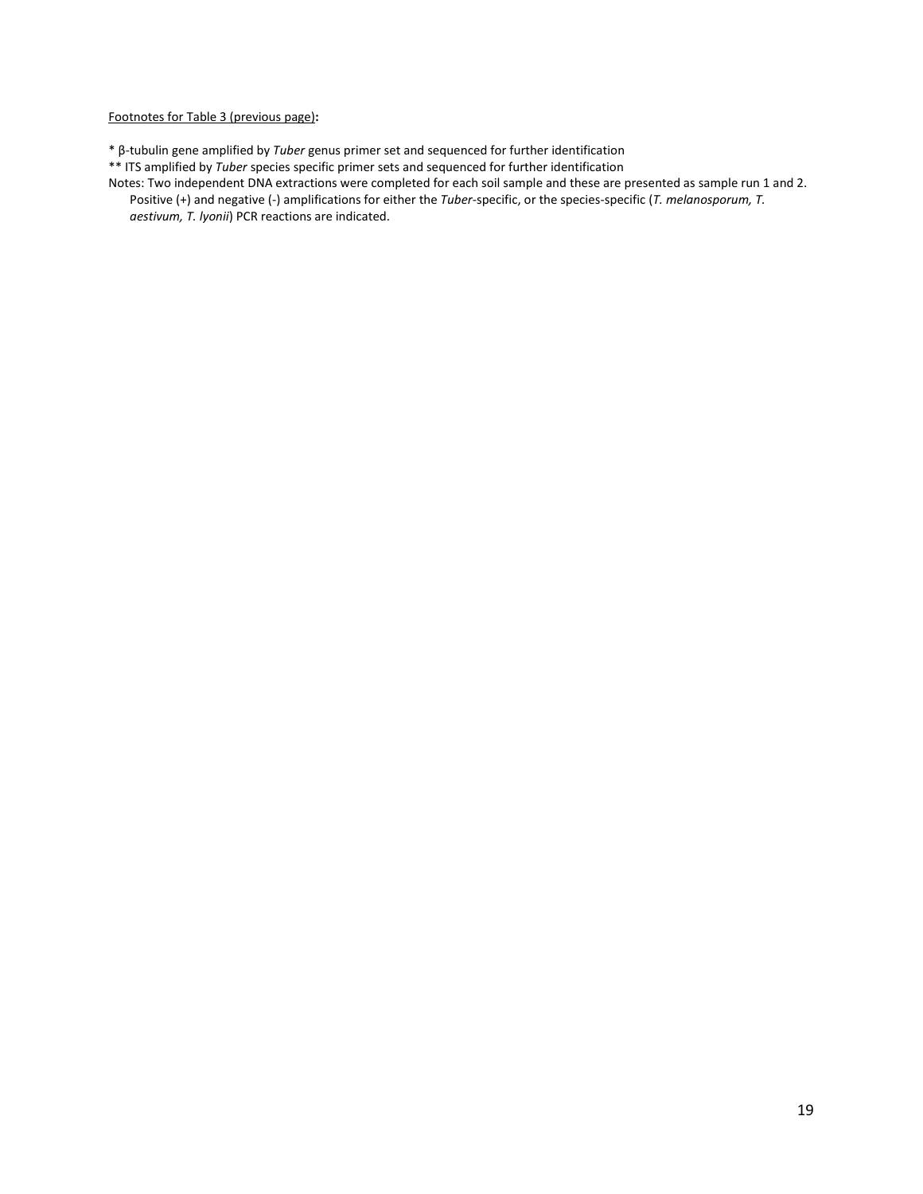Footnotes for Table 3 (previous page):

* β-tubulin gene amplified by *Tuber* genus primer set and sequenced for further identification

** ITS amplified by *Tuber* species specific primer sets and sequenced for further identification

Notes: Two independent DNA extractions were completed for each soil sample and these are presented as sample run 1 and 2. Positive (+) and negative (-) amplifications for either the *Tuber*-specific, or the species-specific (*T. melanosporum, T. aestivum, T. lyonii*) PCR reactions are indicated.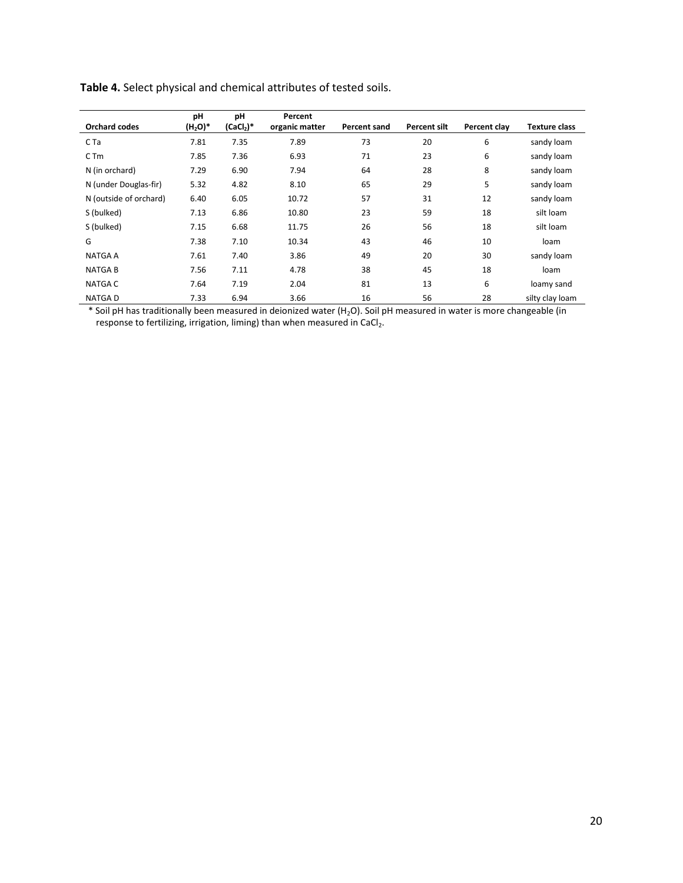**Table 4.** Select physical and chemical attributes of tested soils.

| Orchard codes | pH ($H_2O$)* | pH ($CaCl_2$)* | Percent organic matter | Percent sand | Percent silt | Percent clay | Texture class |
|---|---|---|---|---|---|---|---|
| C Ta | 7.81 | 7.35 | 7.89 | 73 | 20 | 6 | sandy loam |
| C Tm | 7.85 | 7.36 | 6.93 | 71 | 23 | 6 | sandy loam |
| N (in orchard) | 7.29 | 6.90 | 7.94 | 64 | 28 | 8 | sandy loam |
| N (under Douglas-fir) | 5.32 | 4.82 | 8.10 | 65 | 29 | 5 | sandy loam |
| N (outside of orchard) | 6.40 | 6.05 | 10.72 | 57 | 31 | 12 | sandy loam |
| S (bulked) | 7.13 | 6.86 | 10.80 | 23 | 59 | 18 | silt loam |
| S (bulked) | 7.15 | 6.68 | 11.75 | 26 | 56 | 18 | silt loam |
| G | 7.38 | 7.10 | 10.34 | 43 | 46 | 10 | loam |
| NATGA A | 7.61 | 7.40 | 3.86 | 49 | 20 | 30 | sandy loam |
| NATGA B | 7.56 | 7.11 | 4.78 | 38 | 45 | 18 | loam |
| NATGA C | 7.64 | 7.19 | 2.04 | 81 | 13 | 6 | loamy sand |
| NATGA D | 7.33 | 6.94 | 3.66 | 16 | 56 | 28 | silty clay loam |

* Soil pH has traditionally been measured in deionized water ($H_2O$). Soil pH measured in water is more changeable (in response to fertilizing, irrigation, liming) than when measured in $CaCl_2$.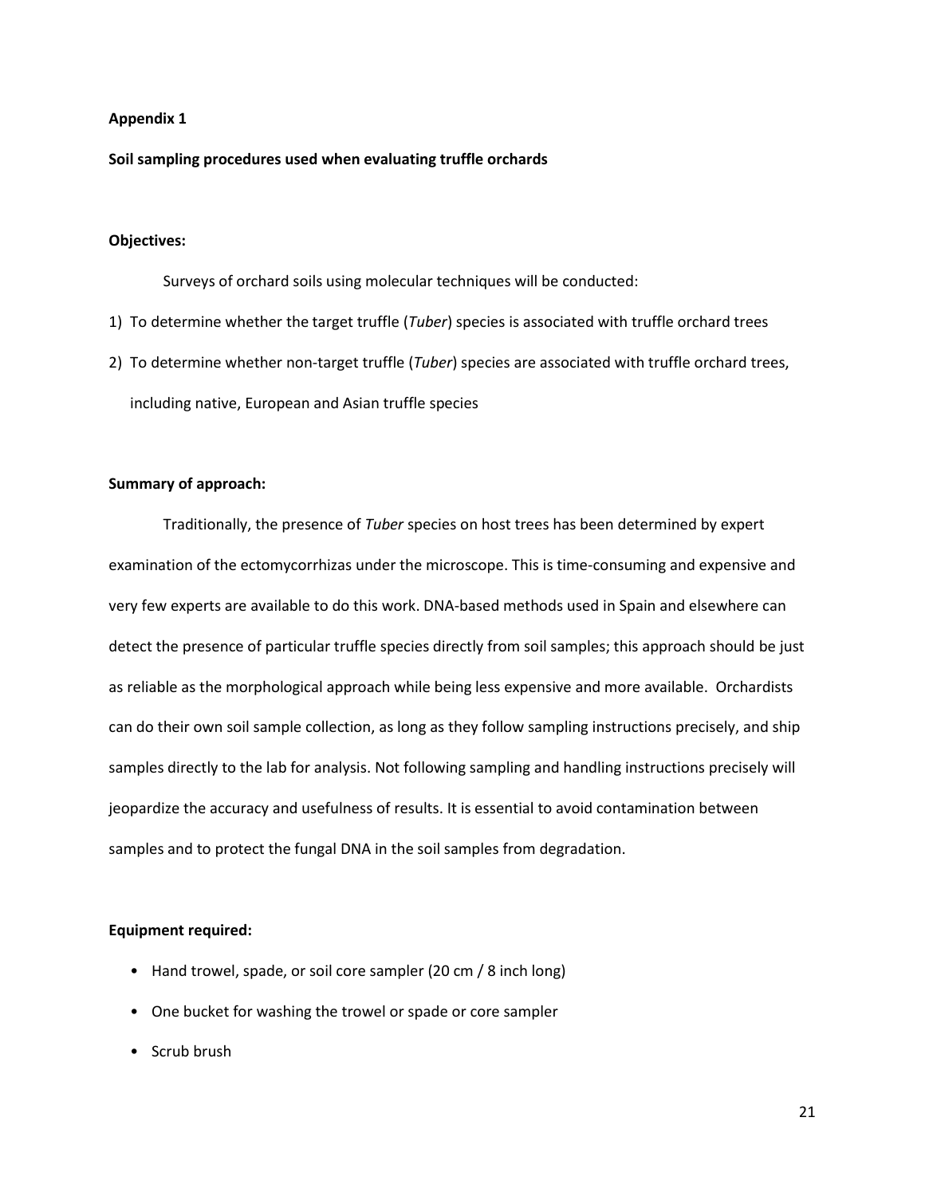**Appendix 1**

**Soil sampling procedures used when evaluating truffle orchards**

**Objectives:**

Surveys of orchard soils using molecular techniques will be conducted:

1) To determine whether the target truffle (*Tuber*) species is associated with truffle orchard trees
2) To determine whether non-target truffle (*Tuber*) species are associated with truffle orchard trees, including native, European and Asian truffle species

**Summary of approach:**

Traditionally, the presence of *Tuber* species on host trees has been determined by expert examination of the ectomycorrhizas under the microscope. This is time-consuming and expensive and very few experts are available to do this work. DNA-based methods used in Spain and elsewhere can detect the presence of particular truffle species directly from soil samples; this approach should be just as reliable as the morphological approach while being less expensive and more available. Orchardists can do their own soil sample collection, as long as they follow sampling instructions precisely, and ship samples directly to the lab for analysis. Not following sampling and handling instructions precisely will jeopardize the accuracy and usefulness of results. It is essential to avoid contamination between samples and to protect the fungal DNA in the soil samples from degradation.

**Equipment required:**

- Hand trowel, spade, or soil core sampler (20 cm / 8 inch long)
- One bucket for washing the trowel or spade or core sampler
- Scrub brush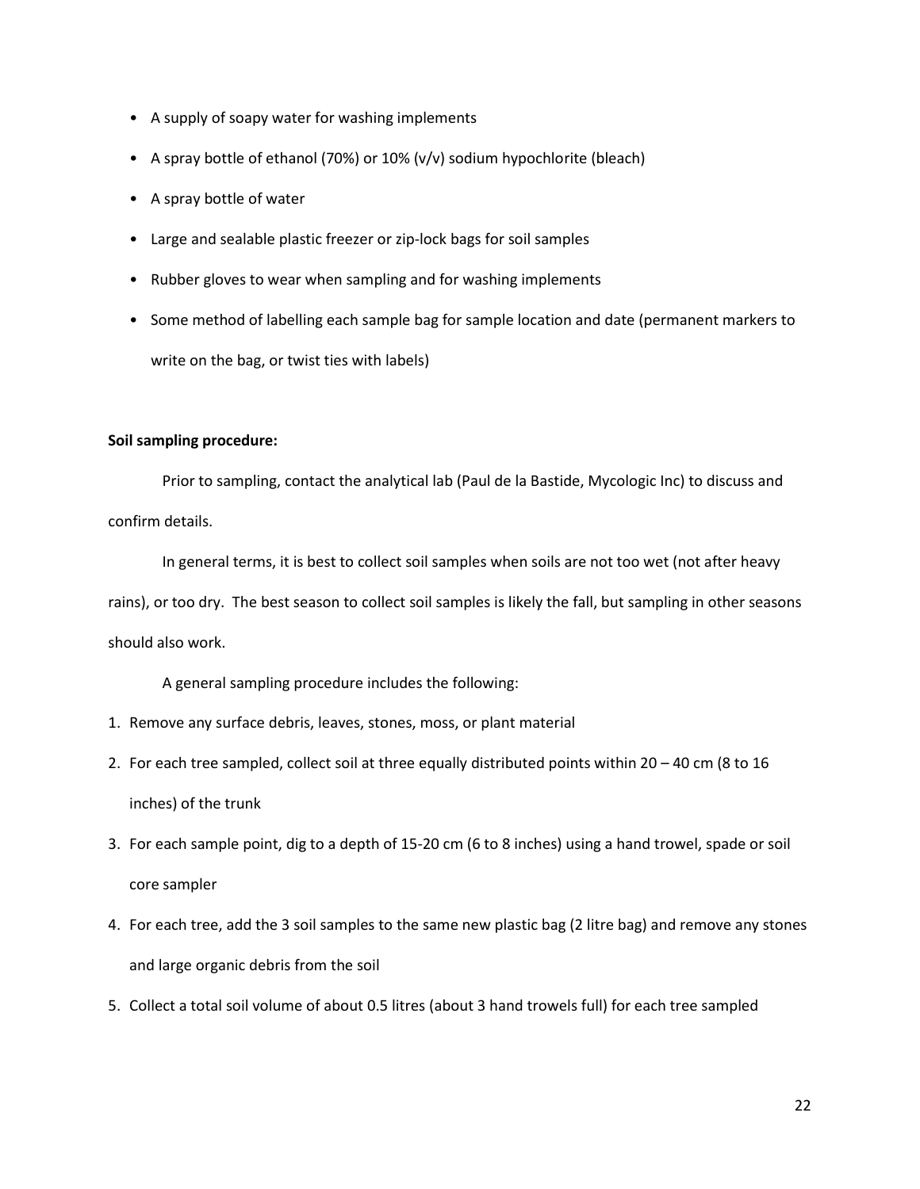- A supply of soapy water for washing implements
- A spray bottle of ethanol (70%) or 10% (v/v) sodium hypochlorite (bleach)
- A spray bottle of water
- Large and sealable plastic freezer or zip-lock bags for soil samples
- Rubber gloves to wear when sampling and for washing implements
- Some method of labelling each sample bag for sample location and date (permanent markers to write on the bag, or twist ties with labels)

**Soil sampling procedure:**

Prior to sampling, contact the analytical lab (Paul de la Bastide, Mycologic Inc) to discuss and confirm details.

In general terms, it is best to collect soil samples when soils are not too wet (not after heavy rains), or too dry. The best season to collect soil samples is likely the fall, but sampling in other seasons should also work.

A general sampling procedure includes the following:

1. Remove any surface debris, leaves, stones, moss, or plant material
2. For each tree sampled, collect soil at three equally distributed points within 20 – 40 cm (8 to 16 inches) of the trunk
3. For each sample point, dig to a depth of 15-20 cm (6 to 8 inches) using a hand trowel, spade or soil core sampler
4. For each tree, add the 3 soil samples to the same new plastic bag (2 litre bag) and remove any stones and large organic debris from the soil
5. Collect a total soil volume of about 0.5 litres (about 3 hand trowels full) for each tree sampled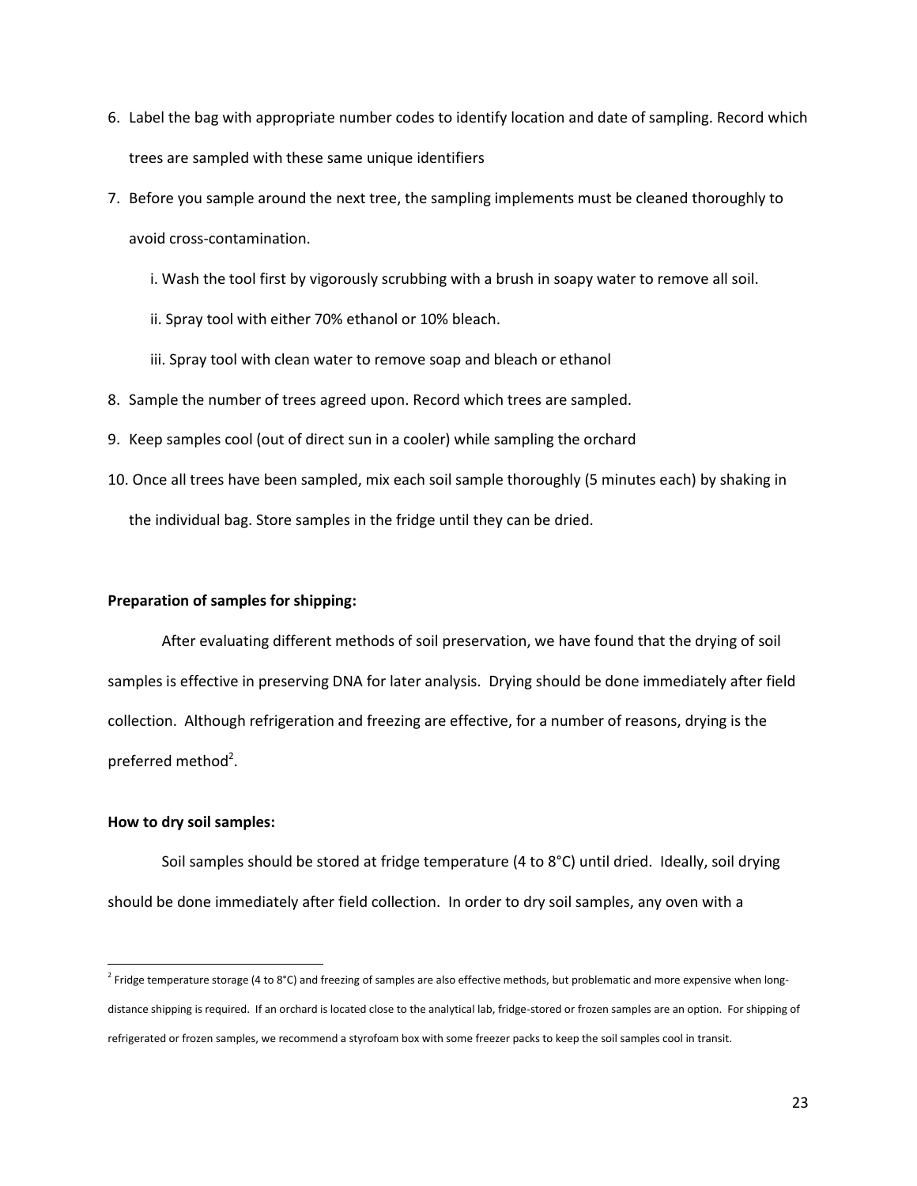6. Label the bag with appropriate number codes to identify location and date of sampling. Record which trees are sampled with these same unique identifiers
7. Before you sample around the next tree, the sampling implements must be cleaned thoroughly to avoid cross-contamination.

    i. Wash the tool first by vigorously scrubbing with a brush in soapy water to remove all soil.

    ii. Spray tool with either 70% ethanol or 10% bleach.

    iii. Spray tool with clean water to remove soap and bleach or ethanol
8. Sample the number of trees agreed upon. Record which trees are sampled.
9. Keep samples cool (out of direct sun in a cooler) while sampling the orchard
10. Once all trees have been sampled, mix each soil sample thoroughly (5 minutes each) by shaking in the individual bag. Store samples in the fridge until they can be dried.

**Preparation of samples for shipping:**

After evaluating different methods of soil preservation, we have found that the drying of soil samples is effective in preserving DNA for later analysis. Drying should be done immediately after field collection. Although refrigeration and freezing are effective, for a number of reasons, drying is the preferred method[2].

**How to dry soil samples:**

Soil samples should be stored at fridge temperature (4 to 8°C) until dried. Ideally, soil drying should be done immediately after field collection. In order to dry soil samples, any oven with a

---

[2] Fridge temperature storage (4 to 8°C) and freezing of samples are also effective methods, but problematic and more expensive when long-distance shipping is required. If an orchard is located close to the analytical lab, fridge-stored or frozen samples are an option. For shipping of refrigerated or frozen samples, we recommend a styrofoam box with some freezer packs to keep the soil samples cool in transit.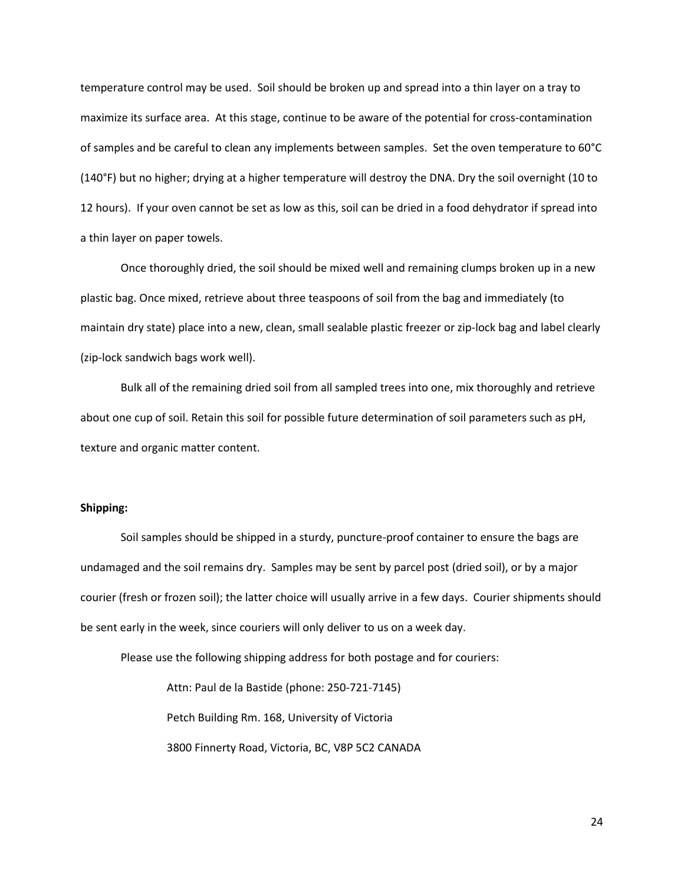temperature control may be used. Soil should be broken up and spread into a thin layer on a tray to maximize its surface area. At this stage, continue to be aware of the potential for cross-contamination of samples and be careful to clean any implements between samples. Set the oven temperature to 60°C (140°F) but no higher; drying at a higher temperature will destroy the DNA. Dry the soil overnight (10 to 12 hours). If your oven cannot be set as low as this, soil can be dried in a food dehydrator if spread into a thin layer on paper towels.

Once thoroughly dried, the soil should be mixed well and remaining clumps broken up in a new plastic bag. Once mixed, retrieve about three teaspoons of soil from the bag and immediately (to maintain dry state) place into a new, clean, small sealable plastic freezer or zip-lock bag and label clearly (zip-lock sandwich bags work well).

Bulk all of the remaining dried soil from all sampled trees into one, mix thoroughly and retrieve about one cup of soil. Retain this soil for possible future determination of soil parameters such as pH, texture and organic matter content.

**Shipping:**

Soil samples should be shipped in a sturdy, puncture-proof container to ensure the bags are undamaged and the soil remains dry. Samples may be sent by parcel post (dried soil), or by a major courier (fresh or frozen soil); the latter choice will usually arrive in a few days. Courier shipments should be sent early in the week, since couriers will only deliver to us on a week day.

Please use the following shipping address for both postage and for couriers:

Attn: Paul de la Bastide (phone: 250-721-7145)
Petch Building Rm. 168, University of Victoria
3800 Finnerty Road, Victoria, BC, V8P 5C2 CANADA